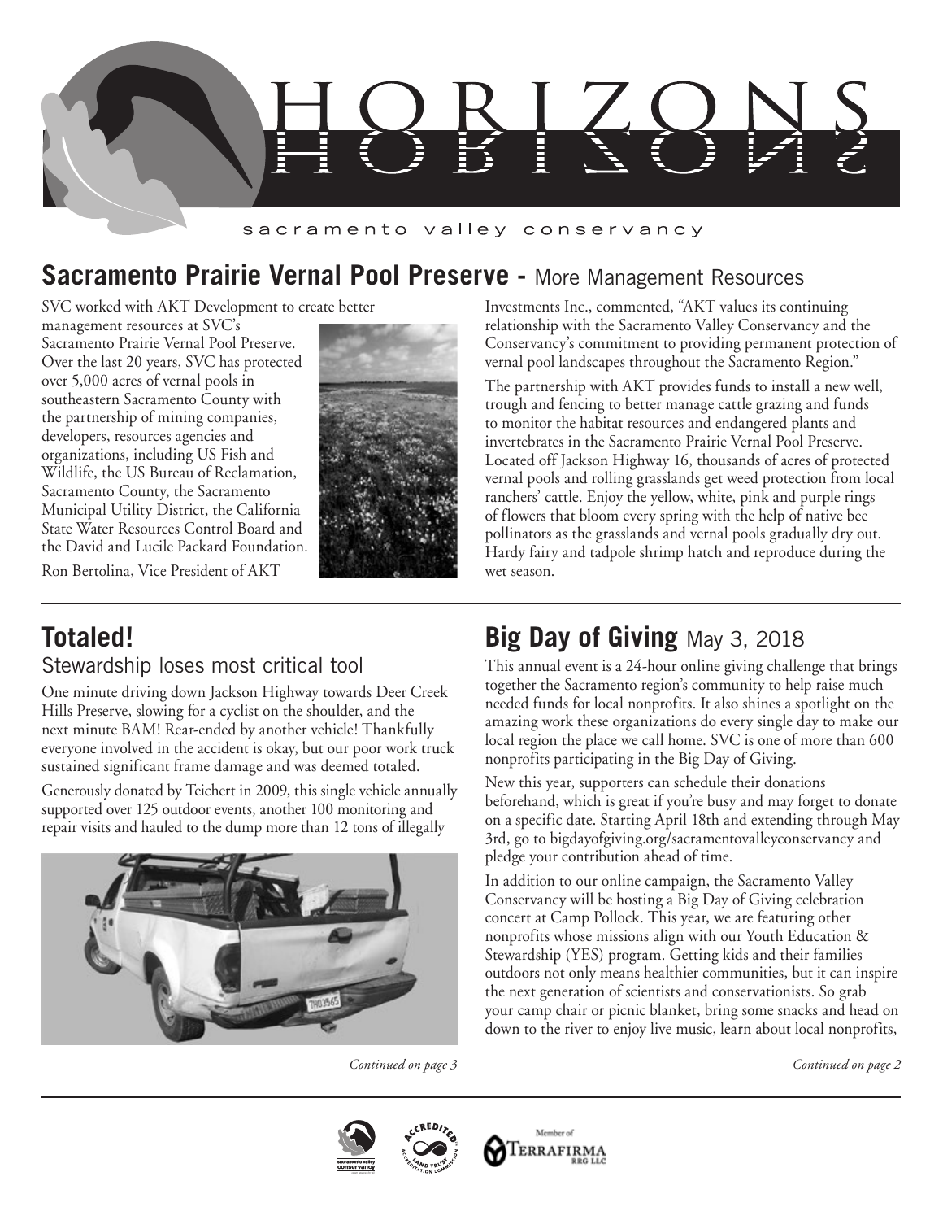# HORIZONS

sacramento valley conservancy

## Sacramento Prairie Vernal Pool Preserve - More Management Resources

SVC worked with AKT Development to create better management resources at SVC's Sacramento Prairie Vernal Pool Preserve. Over the last 20 years, SVC has protected over 5,000 acres of vernal pools in southeastern Sacramento County with the partnership of mining companies, developers, resources agencies and organizations, including US Fish and Wildlife, the US Bureau of Reclamation, Sacramento County, the Sacramento Municipal Utility District, the California State Water Resources Control Board and the David and Lucile Packard Foundation.

Ron Bertolina, Vice President of AKT Investments Inc., commented, "AKT values its continuing relationship with the Sacramento Valley Conservancy and the Conservancy's commitment to providing permanent protection of vernal pool landscapes throughout the Sacramento Region."

The partnership with AKT provides funds to install a new well, trough and fencing to better manage cattle grazing and funds to monitor the habitat resources and endangered plants and invertebrates in the Sacramento Prairie Vernal Pool Preserve. Located off Jackson Highway 16, thousands of acres of protected vernal pools and rolling grasslands get weed protection from local ranchers' cattle. Enjoy the yellow, white, pink and purple rings of flowers that bloom every spring with the help of native bee pollinators as the grasslands and vernal pools gradually dry out. Hardy fairy and tadpole shrimp hatch and reproduce during the wet season.

## Totaled!

### Stewardship loses most critical tool

One minute driving down Jackson Highway towards Deer Creek Hills Preserve, slowing for a cyclist on the shoulder, and the next minute BAM! Rear-ended by another vehicle! Thankfully everyone involved in the accident is okay, but our poor work truck sustained significant frame damage and was deemed totaled.

Generously donated by Teichert in 2009, this single vehicle annually supported over 125 outdoor events, another 100 monitoring and repair visits and hauled to the dump more than 12 tons of illegally

*Continued on page 3*

## Big Day of Giving May 3, 2018

This annual event is a 24-hour online giving challenge that brings together the Sacramento region's community to help raise much needed funds for local nonprofits. It also shines a spotlight on the amazing work these organizations do every single day to make our local region the place we call home. SVC is one of more than 600 nonprofits participating in the Big Day of Giving.

New this year, supporters can schedule their donations beforehand, which is great if you're busy and may forget to donate on a specific date. Starting April 18th and extending through May 3rd, go to bigdayofgiving.org/sacramentovalleyconservancy and pledge your contribution ahead of time.

In addition to our online campaign, the Sacramento Valley Conservancy will be hosting a Big Day of Giving celebration concert at Camp Pollock. This year, we are featuring other nonprofits whose missions align with our Youth Education & Stewardship (YES) program. Getting kids and their families outdoors not only means healthier communities, but it can inspire the next generation of scientists and conservationists. So grab your camp chair or picnic blanket, bring some snacks and head on down to the river to enjoy live music, learn about local nonprofits,

*Continued on page 2*

Member of Terrafirma RRG LLC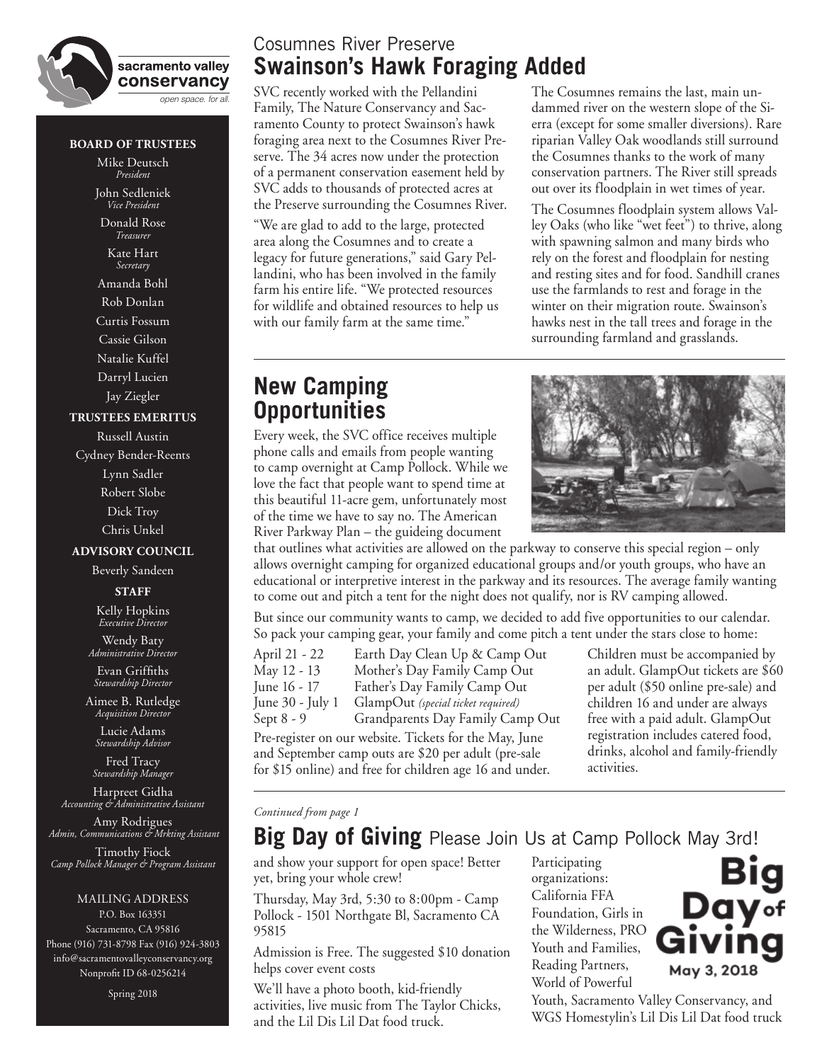sacramento valley conservancy
open space. for all.

**BOARD OF TRUSTEES**

Mike Deutsch
*President*

John Sedleniek
*Vice President*

Donald Rose
*Treasurer*

Kate Hart
*Secretary*

Amanda Bohl

Rob Donlan

Curtis Fossum

Cassie Gilson

Natalie Kuffel

Darryl Lucien

Jay Ziegler

**TRUSTEES EMERITUS**

Russell Austin

Cydney Bender-Reents

Lynn Sadler

Robert Slobe

Dick Troy

Chris Unkel

**ADVISORY COUNCIL**

Beverly Sandeen

**STAFF**

Kelly Hopkins
*Executive Director*

Wendy Baty
*Administrative Director*

Evan Griffiths
*Stewardship Director*

Aimee B. Rutledge
*Acquisition Director*

Lucie Adams
*Stewardship Advisor*

Fred Tracy
*Stewardship Manager*

Harpreet Gidha
*Accounting & Administrative Assistant*

Amy Rodrigues
*Admin, Communications & Mrkting Assistant*

Timothy Fiock
*Camp Pollock Manager & Program Assistant*

MAILING ADDRESS
P.O. Box 163351
Sacramento, CA 95816
Phone (916) 731-8798 Fax (916) 924-3803
info@sacramentovalleyconservancy.org
Nonprofit ID 68-0256214

Spring 2018

## Cosumnes River Preserve
# Swainson's Hawk Foraging Added

SVC recently worked with the Pellandini Family, The Nature Conservancy and Sacramento County to protect Swainson's hawk foraging area next to the Cosumnes River Preserve. The 34 acres now under the protection of a permanent conservation easement held by SVC adds to thousands of protected acres at the Preserve surrounding the Cosumnes River.

"We are glad to add to the large, protected area along the Cosumnes and to create a legacy for future generations," said Gary Pellandini, who has been involved in the family farm his entire life. "We protected resources for wildlife and obtained resources to help us with our family farm at the same time."

The Cosumnes remains the last, main undammed river on the western slope of the Sierra (except for some smaller diversions). Rare riparian Valley Oak woodlands still surround the Cosumnes thanks to the work of many conservation partners. The River still spreads out over its floodplain in wet times of year.

The Cosumnes floodplain system allows Valley Oaks (who like "wet feet") to thrive, along with spawning salmon and many birds who rely on the forest and floodplain for nesting and resting sites and for food. Sandhill cranes use the farmlands to rest and forage in the winter on their migration route. Swainson's hawks nest in the tall trees and forage in the surrounding farmland and grasslands.

# New Camping Opportunities

Every week, the SVC office receives multiple phone calls and emails from people wanting to camp overnight at Camp Pollock. While we love the fact that people want to spend time at this beautiful 11-acre gem, unfortunately most of the time we have to say no. The American River Parkway Plan – the guideing document that outlines what activities are allowed on the parkway to conserve this special region – only allows overnight camping for organized educational groups and/or youth groups, who have an educational or interpretive interest in the parkway and its resources. The average family wanting to come out and pitch a tent for the night does not qualify, nor is RV camping allowed.

But since our community wants to camp, we decided to add five opportunities to our calendar. So pack your camping gear, your family and come pitch a tent under the stars close to home:

| | |
|---|---|
| April 21 - 22 | Earth Day Clean Up & Camp Out |
| May 12 - 13 | Mother's Day Family Camp Out |
| June 16 - 17 | Father's Day Family Camp Out |
| June 30 - July 1 | GlampOut *(special ticket required)* |
| Sept 8 - 9 | Grandparents Day Family Camp Out |

Pre-register on our website. Tickets for the May, June and September camp outs are $20 per adult (pre-sale for $15 online) and free for children age 16 and under.

Children must be accompanied by an adult. GlampOut tickets are $60 per adult ($50 online pre-sale) and children 16 and under are always free with a paid adult. GlampOut registration includes catered food, drinks, alcohol and family-friendly activities.

*Continued from page 1*

# Big Day of Giving Please Join Us at Camp Pollock May 3rd!

and show your support for open space! Better yet, bring your whole crew!

Thursday, May 3rd, 5:30 to 8:00pm - Camp Pollock - 1501 Northgate Bl, Sacramento CA 95815

Admission is Free. The suggested $10 donation helps cover event costs

We'll have a photo booth, kid-friendly activities, live music from The Taylor Chicks, and the Lil Dis Lil Dat food truck.

Participating organizations: California FFA Foundation, Girls in the Wilderness, PRO Youth and Families, Reading Partners, World of Powerful Youth, Sacramento Valley Conservancy, and WGS Homestylin's Lil Dis Lil Dat food truck

Big Day of Giving
May 3, 2018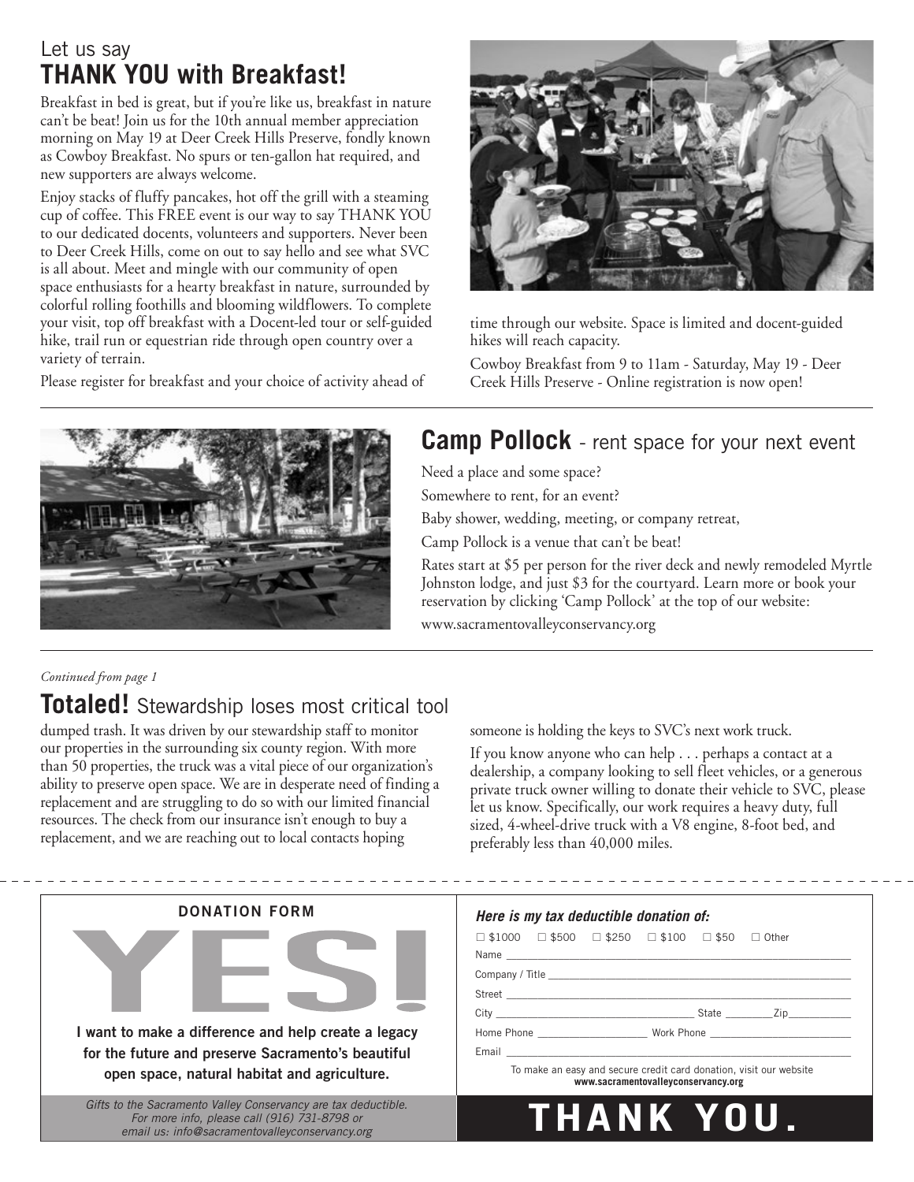## Let us say **THANK YOU with Breakfast!**

Breakfast in bed is great, but if you're like us, breakfast in nature can't be beat! Join us for the 10th annual member appreciation morning on May 19 at Deer Creek Hills Preserve, fondly known as Cowboy Breakfast. No spurs or ten-gallon hat required, and new supporters are always welcome.

Enjoy stacks of fluffy pancakes, hot off the grill with a steaming cup of coffee. This FREE event is our way to say THANK YOU to our dedicated docents, volunteers and supporters. Never been to Deer Creek Hills, come on out to say hello and see what SVC is all about. Meet and mingle with our community of open space enthusiasts for a hearty breakfast in nature, surrounded by colorful rolling foothills and blooming wildflowers. To complete your visit, top off breakfast with a Docent-led tour or self-guided hike, trail run or equestrian ride through open country over a variety of terrain.

Please register for breakfast and your choice of activity ahead of time through our website. Space is limited and docent-guided hikes will reach capacity.

Cowboy Breakfast from 9 to 11am - Saturday, May 19 - Deer Creek Hills Preserve - Online registration is now open!

---

## **Camp Pollock** - rent space for your next event

Need a place and some space?

Somewhere to rent, for an event?

Baby shower, wedding, meeting, or company retreat,

Camp Pollock is a venue that can't be beat!

Rates start at $5 per person for the river deck and newly remodeled Myrtle Johnston lodge, and just $3 for the courtyard. Learn more or book your reservation by clicking 'Camp Pollock' at the top of our website:

www.sacramentovalleyconservancy.org

---

*Continued from page 1*

## **Totaled!** Stewardship loses most critical tool

dumped trash. It was driven by our stewardship staff to monitor our properties in the surrounding six county region. With more than 50 properties, the truck was a vital piece of our organization's ability to preserve open space. We are in desperate need of finding a replacement and are struggling to do so with our limited financial resources. The check from our insurance isn't enough to buy a replacement, and we are reaching out to local contacts hoping someone is holding the keys to SVC's next work truck.

If you know anyone who can help . . . perhaps a contact at a dealership, a company looking to sell fleet vehicles, or a generous private truck owner willing to donate their vehicle to SVC, please let us know. Specifically, our work requires a heavy duty, full sized, 4-wheel-drive truck with a V8 engine, 8-foot bed, and preferably less than 40,000 miles.

---

**DONATION FORM**

# YES!

**I want to make a difference and help create a legacy for the future and preserve Sacramento's beautiful open space, natural habitat and agriculture.**

*Gifts to the Sacramento Valley Conservancy are tax deductible. For more info, please call (916) 731-8798 or email us: info@sacramentovalleyconservancy.org*

***Here is my tax deductible donation of:***

☐ $1000 ☐ $500 ☐ $250 ☐ $100 ☐ $50 ☐ Other

Name ______________________________

Company / Title ______________________________

Street ______________________________

City ____________________ State ________ Zip __________

Home Phone ________________ Work Phone ________________

Email ______________________________

To make an easy and secure credit card donation, visit our website **www.sacramentovalleyconservancy.org**

**THANK YOU.**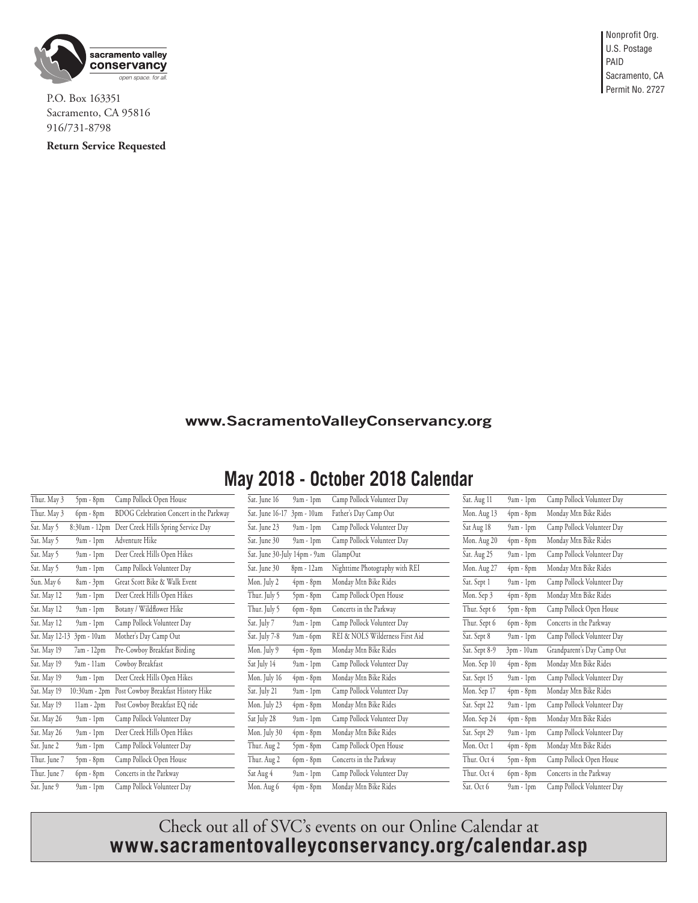sacramento valley conservancy
*open space. for all.*

P.O. Box 163351
Sacramento, CA 95816
916/731-8798

**Return Service Requested**

Nonprofit Org.
U.S. Postage
PAID
Sacramento, CA
Permit No. 2727

**www.SacramentoValleyConservancy.org**

# May 2018 - October 2018 Calendar

| | | |
|---|---|---|
| Thur. May 3 | 5pm - 8pm | Camp Pollock Open House |
| Thur. May 3 | 6pm - 8pm | BDOG Celebration Concert in the Parkway |
| Sat. May 5 | 8:30am - 12pm | Deer Creek Hills Spring Service Day |
| Sat. May 5 | 9am - 1pm | Adventure Hike |
| Sat. May 5 | 9am - 1pm | Deer Creek Hills Open Hikes |
| Sat. May 5 | 9am - 1pm | Camp Pollock Volunteer Day |
| Sun. May 6 | 8am - 3pm | Great Scott Bike & Walk Event |
| Sat. May 12 | 9am - 1pm | Deer Creek Hills Open Hikes |
| Sat. May 12 | 9am - 1pm | Botany / Wildflower Hike |
| Sat. May 12 | 9am - 1pm | Camp Pollock Volunteer Day |
| Sat. May 12-13 | 3pm - 10am | Mother's Day Camp Out |
| Sat. May 19 | 7am - 12pm | Pre-Cowboy Breakfast Birding |
| Sat. May 19 | 9am - 11am | Cowboy Breakfast |
| Sat. May 19 | 9am - 1pm | Deer Creek Hills Open Hikes |
| Sat. May 19 | 10:30am - 2pm | Post Cowboy Breakfast History Hike |
| Sat. May 19 | 11am - 2pm | Post Cowboy Breakfast EQ ride |
| Sat. May 26 | 9am - 1pm | Camp Pollock Volunteer Day |
| Sat. May 26 | 9am - 1pm | Deer Creek Hills Open Hikes |
| Sat. June 2 | 9am - 1pm | Camp Pollock Volunteer Day |
| Thur. June 7 | 5pm - 8pm | Camp Pollock Open House |
| Thur. June 7 | 6pm - 8pm | Concerts in the Parkway |
| Sat. June 9 | 9am - 1pm | Camp Pollock Volunteer Day |
| Sat. June 16 | 9am - 1pm | Camp Pollock Volunteer Day |
| Sat. June 16-17 | 3pm - 10am | Father's Day Camp Out |
| Sat. June 23 | 9am - 1pm | Camp Pollock Volunteer Day |
| Sat. June 30 | 9am - 1pm | Camp Pollock Volunteer Day |
| Sat. June 30-July 1 | 4pm - 9am | GlampOut |
| Sat. June 30 | 8pm - 12am | Nighttime Photography with REI |
| Mon. July 2 | 4pm - 8pm | Monday Mtn Bike Rides |
| Thur. July 5 | 5pm - 8pm | Camp Pollock Open House |
| Thur. July 5 | 6pm - 8pm | Concerts in the Parkway |
| Sat. July 7 | 9am - 1pm | Camp Pollock Volunteer Day |
| Sat. July 7-8 | 9am - 6pm | REI & NOLS Wilderness First Aid |
| Mon. July 9 | 4pm - 8pm | Monday Mtn Bike Rides |
| Sat July 14 | 9am - 1pm | Camp Pollock Volunteer Day |
| Mon. July 16 | 4pm - 8pm | Monday Mtn Bike Rides |
| Sat. July 21 | 9am - 1pm | Camp Pollock Volunteer Day |
| Mon. July 23 | 4pm - 8pm | Monday Mtn Bike Rides |
| Sat July 28 | 9am - 1pm | Camp Pollock Volunteer Day |
| Mon. July 30 | 4pm - 8pm | Monday Mtn Bike Rides |
| Thur. Aug 2 | 5pm - 8pm | Camp Pollock Open House |
| Thur. Aug 2 | 6pm - 8pm | Concerts in the Parkway |
| Sat Aug 4 | 9am - 1pm | Camp Pollock Volunteer Day |
| Mon. Aug 6 | 4pm - 8pm | Monday Mtn Bike Rides |
| Sat. Aug 11 | 9am - 1pm | Camp Pollock Volunteer Day |
| Mon. Aug 13 | 4pm - 8pm | Monday Mtn Bike Rides |
| Sat Aug 18 | 9am - 1pm | Camp Pollock Volunteer Day |
| Mon. Aug 20 | 4pm - 8pm | Monday Mtn Bike Rides |
| Sat. Aug 25 | 9am - 1pm | Camp Pollock Volunteer Day |
| Mon. Aug 27 | 4pm - 8pm | Monday Mtn Bike Rides |
| Sat. Sept 1 | 9am - 1pm | Camp Pollock Volunteer Day |
| Mon. Sep 3 | 4pm - 8pm | Monday Mtn Bike Rides |
| Thur. Sept 6 | 5pm - 8pm | Camp Pollock Open House |
| Thur. Sept 6 | 6pm - 8pm | Concerts in the Parkway |
| Sat. Sept 8 | 9am - 1pm | Camp Pollock Volunteer Day |
| Sat. Sept 8-9 | 3pm - 10am | Grandparent's Day Camp Out |
| Mon. Sep 10 | 4pm - 8pm | Monday Mtn Bike Rides |
| Sat. Sept 15 | 9am - 1pm | Camp Pollock Volunteer Day |
| Mon. Sep 17 | 4pm - 8pm | Monday Mtn Bike Rides |
| Sat. Sept 22 | 9am - 1pm | Camp Pollock Volunteer Day |
| Mon. Sep 24 | 4pm - 8pm | Monday Mtn Bike Rides |
| Sat. Sept 29 | 9am - 1pm | Camp Pollock Volunteer Day |
| Mon. Oct 1 | 4pm - 8pm | Monday Mtn Bike Rides |
| Thur. Oct 4 | 5pm - 8pm | Camp Pollock Open House |
| Thur. Oct 4 | 6pm - 8pm | Concerts in the Parkway |
| Sat. Oct 6 | 9am - 1pm | Camp Pollock Volunteer Day |

Check out all of SVC's events on our Online Calendar at
**www.sacramentovalleyconservancy.org/calendar.asp**